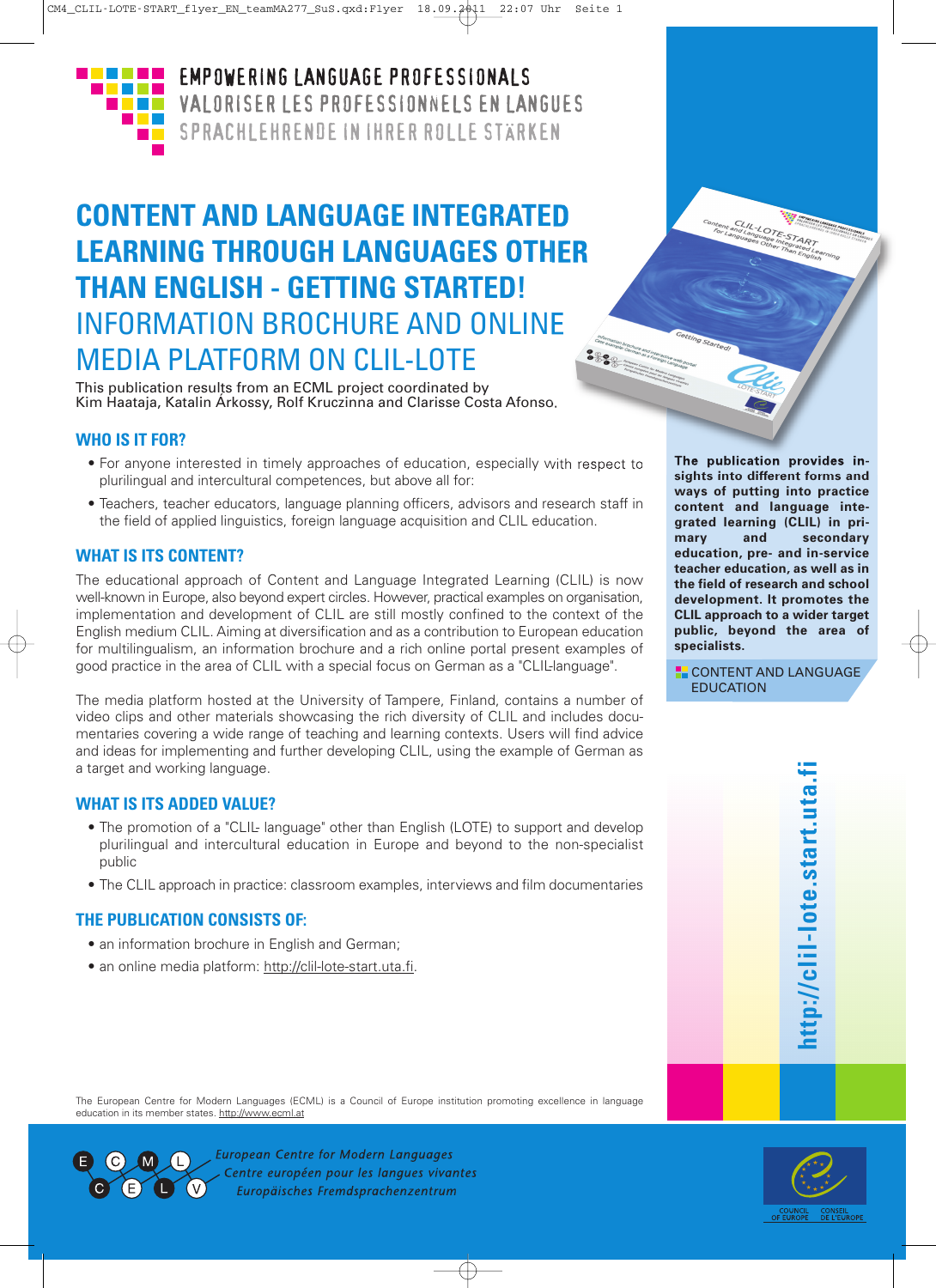EMPOWERING LANGUAGE PROFESSIONALS
VALORISER LES PROFESSIONNELS EN LANGUES
SPRACHLEHRENDE IN IHRER ROLLE STÄRKEN

# CONTENT AND LANGUAGE INTEGRATED LEARNING THROUGH LANGUAGES OTHER THAN ENGLISH - GETTING STARTED!

## INFORMATION BROCHURE AND ONLINE MEDIA PLATFORM ON CLIL-LOTE

This publication results from an ECML project coordinated by Kim Haataja, Katalin Árkossy, Rolf Kruczinna and Clarisse Costa Afonso.

### WHO IS IT FOR?

- For anyone interested in timely approaches of education, especially with respect to plurilingual and intercultural competences, but above all for:
- Teachers, teacher educators, language planning officers, advisors and research staff in the field of applied linguistics, foreign language acquisition and CLIL education.

### WHAT IS ITS CONTENT?

The educational approach of Content and Language Integrated Learning (CLIL) is now well-known in Europe, also beyond expert circles. However, practical examples on organisation, implementation and development of CLIL are still mostly confined to the context of the English medium CLIL. Aiming at diversification and as a contribution to European education for multilingualism, an information brochure and a rich online portal present examples of good practice in the area of CLIL with a special focus on German as a "CLIL-language".

The media platform hosted at the University of Tampere, Finland, contains a number of video clips and other materials showcasing the rich diversity of CLIL and includes documentaries covering a wide range of teaching and learning contexts. Users will find advice and ideas for implementing and further developing CLIL, using the example of German as a target and working language.

### WHAT IS ITS ADDED VALUE?

- The promotion of a "CLIL- language" other than English (LOTE) to support and develop plurilingual and intercultural education in Europe and beyond to the non-specialist public
- The CLIL approach in practice: classroom examples, interviews and film documentaries

### THE PUBLICATION CONSISTS OF:

- an information brochure in English and German;
- an online media platform: http://clil-lote-start.uta.fi.

**The publication provides insights into different forms and ways of putting into practice content and language integrated learning (CLIL) in primary and secondary education, pre- and in-service teacher education, as well as in the field of research and school development. It promotes the CLIL approach to a wider target public, beyond the area of specialists.**

CONTENT AND LANGUAGE EDUCATION

http://clil-lote.start.uta.fi

The European Centre for Modern Languages (ECML) is a Council of Europe institution promoting excellence in language education in its member states. http://www.ecml.at

European Centre for Modern Languages
Centre européen pour les langues vivantes
Europäisches Fremdsprachenzentrum

COUNCIL OF EUROPE — CONSEIL DE L'EUROPE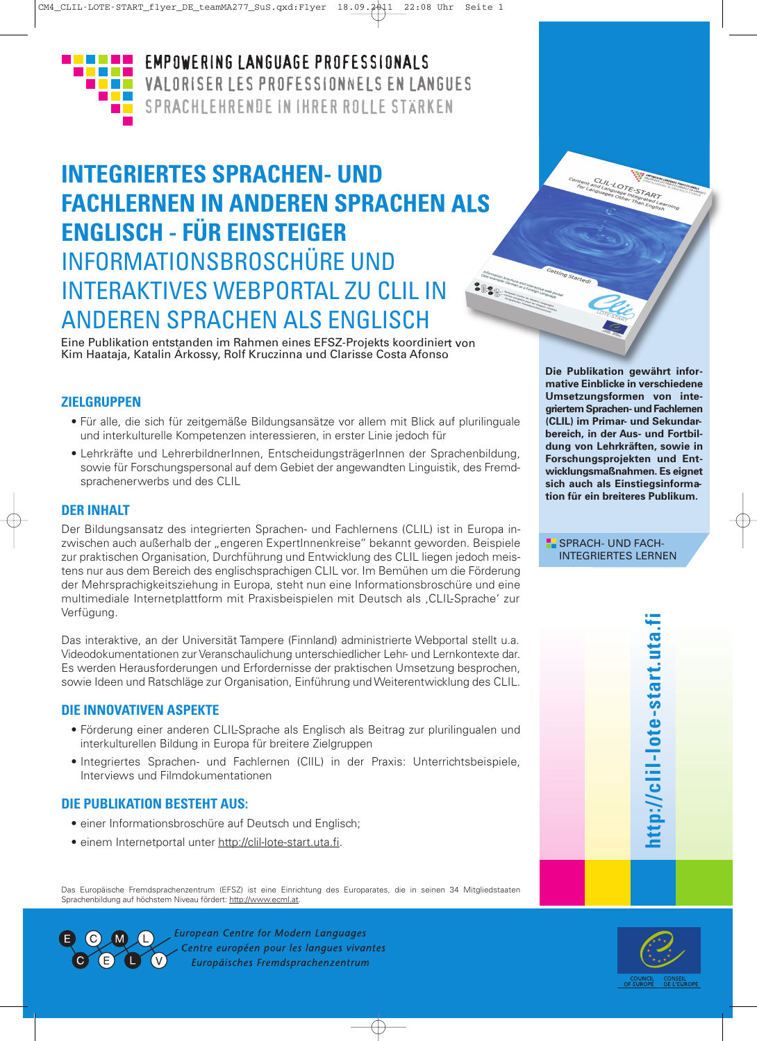EMPOWERING LANGUAGE PROFESSIONALS
VALORISER LES PROFESSIONNELS EN LANGUES
SPRACHLEHRENDE IN IHRER ROLLE STÄRKEN

# INTEGRIERTES SPRACHEN- UND FACHLERNEN IN ANDEREN SPRACHEN ALS ENGLISCH - FÜR EINSTEIGER

## INFORMATIONSBROSCHÜRE UND INTERAKTIVES WEBPORTAL ZU CLIL IN ANDEREN SPRACHEN ALS ENGLISCH

Eine Publikation entstanden im Rahmen eines EFSZ-Projekts koordiniert von Kim Haataja, Katalin Árkossy, Rolf Kruczinna und Clarisse Costa Afonso

### ZIELGRUPPEN

- Für alle, die sich für zeitgemäße Bildungsansätze vor allem mit Blick auf plurilinguale und interkulturelle Kompetenzen interessieren, in erster Linie jedoch für
- Lehrkräfte und LehrerbildnerInnen, EntscheidungsträgerInnen der Sprachenbildung, sowie für Forschungspersonal auf dem Gebiet der angewandten Linguistik, des Fremdsprachenerwerbs und des CLIL

### DER INHALT

Der Bildungsansatz des integrierten Sprachen- und Fachlernens (CLIL) ist in Europa inzwischen auch außerhalb der „engeren ExpertInnenkreise" bekannt geworden. Beispiele zur praktischen Organisation, Durchführung und Entwicklung des CLIL liegen jedoch meistens nur aus dem Bereich des englischsprachigen CLIL vor. Im Bemühen um die Förderung der Mehrsprachigkeitsziehung in Europa, steht nun eine Informationsbroschüre und eine multimediale Internetplattform mit Praxisbeispielen mit Deutsch als ‚CLIL-Sprache' zur Verfügung.

Das interaktive, an der Universität Tampere (Finnland) administrierte Webportal stellt u.a. Videodokumentationen zur Veranschaulichung unterschiedlicher Lehr- und Lernkontexte dar. Es werden Herausforderungen und Erfordernisse der praktischen Umsetzung besprochen, sowie Ideen und Ratschläge zur Organisation, Einführung und Weiterentwicklung des CLIL.

### DIE INNOVATIVEN ASPEKTE

- Förderung einer anderen CLIL-Sprache als Englisch als Beitrag zur plurilingualen und interkulturellen Bildung in Europa für breitere Zielgruppen
- Integriertes Sprachen- und Fachlernen (CIIL) in der Praxis: Unterrichtsbeispiele, Interviews und Filmdokumentationen

### DIE PUBLIKATION BESTEHT AUS:

- einer Informationsbroschüre auf Deutsch und Englisch;
- einem Internetportal unter http://clil-lote-start.uta.fi.

**Die Publikation gewährt informative Einblicke in verschiedene Umsetzungsformen von integriertem Sprachen- und Fachlernen (CLIL) im Primar- und Sekundarbereich, in der Aus- und Fortbildung von Lehrkräften, sowie in Forschungsprojekten und Entwicklungsmaßnahmen. Es eignet sich auch als Einstiegsinformation für ein breiteres Publikum.**

SPRACH- UND FACH-INTEGRIERTES LERNEN

**http://clil-lote-start.uta.fi**

Das Europäische Fremdsprachenzentrum (EFSZ) ist eine Einrichtung des Europarates, die in seinen 34 Mitgliedstaaten Sprachenbildung auf höchstem Niveau fördert: http://www.ecml.at.

*European Centre for Modern Languages*
*Centre européen pour les langues vivantes*
*Europäisches Fremdsprachenzentrum*

COUNCIL OF EUROPE — CONSEIL DE L'EUROPE